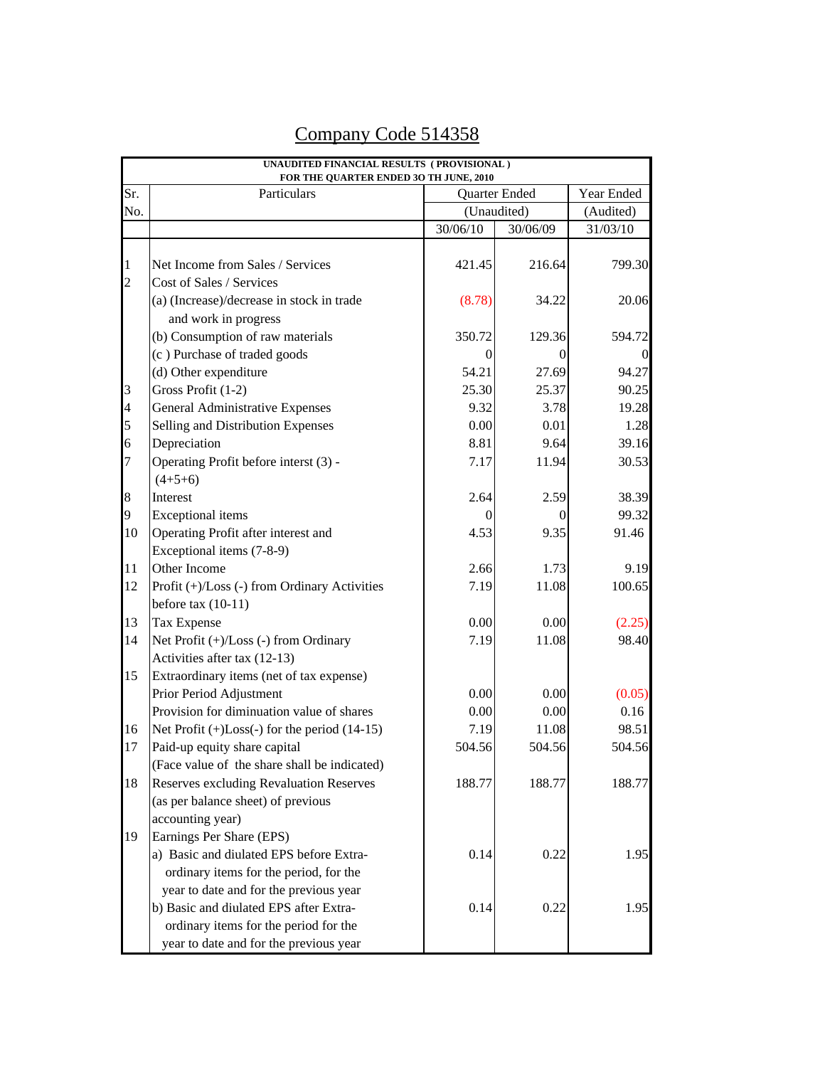# Company Code 514358

| UNAUDITED FINANCIAL RESULTS ( PROVISIONAL ) FOR THE QUARTER ENDED 3O TH JUNE, 2010 | | | | |
|---|---|---|---|---|
| Sr. No. | Particulars | Quarter Ended (Unaudited) | | Year Ended (Audited) |
| | | 30/06/10 | 30/06/09 | 31/03/10 |
| 1 | Net Income from Sales / Services | 421.45 | 216.64 | 799.30 |
| 2 | Cost of Sales / Services | | | |
| | (a) (Increase)/decrease in stock in trade and work in progress | (8.78) | 34.22 | 20.06 |
| | (b) Consumption of raw materials | 350.72 | 129.36 | 594.72 |
| | (c ) Purchase of traded goods | 0 | 0 | 0 |
| | (d) Other expenditure | 54.21 | 27.69 | 94.27 |
| 3 | Gross Profit (1-2) | 25.30 | 25.37 | 90.25 |
| 4 | General Administrative Expenses | 9.32 | 3.78 | 19.28 |
| 5 | Selling and Distribution Expenses | 0.00 | 0.01 | 1.28 |
| 6 | Depreciation | 8.81 | 9.64 | 39.16 |
| 7 | Operating Profit before interst (3) - (4+5+6) | 7.17 | 11.94 | 30.53 |
| 8 | Interest | 2.64 | 2.59 | 38.39 |
| 9 | Exceptional items | 0 | 0 | 99.32 |
| 10 | Operating Profit after interest and Exceptional items (7-8-9) | 4.53 | 9.35 | 91.46 |
| 11 | Other Income | 2.66 | 1.73 | 9.19 |
| 12 | Profit (+)/Loss (-) from Ordinary Activities before tax (10-11) | 7.19 | 11.08 | 100.65 |
| 13 | Tax Expense | 0.00 | 0.00 | (2.25) |
| 14 | Net Profit (+)/Loss (-) from Ordinary Activities after tax (12-13) | 7.19 | 11.08 | 98.40 |
| 15 | Extraordinary items (net of tax expense) | | | |
| | Prior Period Adjustment | 0.00 | 0.00 | (0.05) |
| | Provision for diminuation value of shares | 0.00 | 0.00 | 0.16 |
| 16 | Net Profit (+)Loss(-) for the period (14-15) | 7.19 | 11.08 | 98.51 |
| 17 | Paid-up equity share capital (Face value of the share shall be indicated) | 504.56 | 504.56 | 504.56 |
| 18 | Reserves excluding Revaluation Reserves (as per balance sheet) of previous accounting year) | 188.77 | 188.77 | 188.77 |
| 19 | Earnings Per Share (EPS) | | | |
| | a) Basic and diluated EPS before Extra-ordinary items for the period, for the year to date and for the previous year | 0.14 | 0.22 | 1.95 |
| | b) Basic and diluated EPS after Extra-ordinary items for the period for the year to date and for the previous year | 0.14 | 0.22 | 1.95 |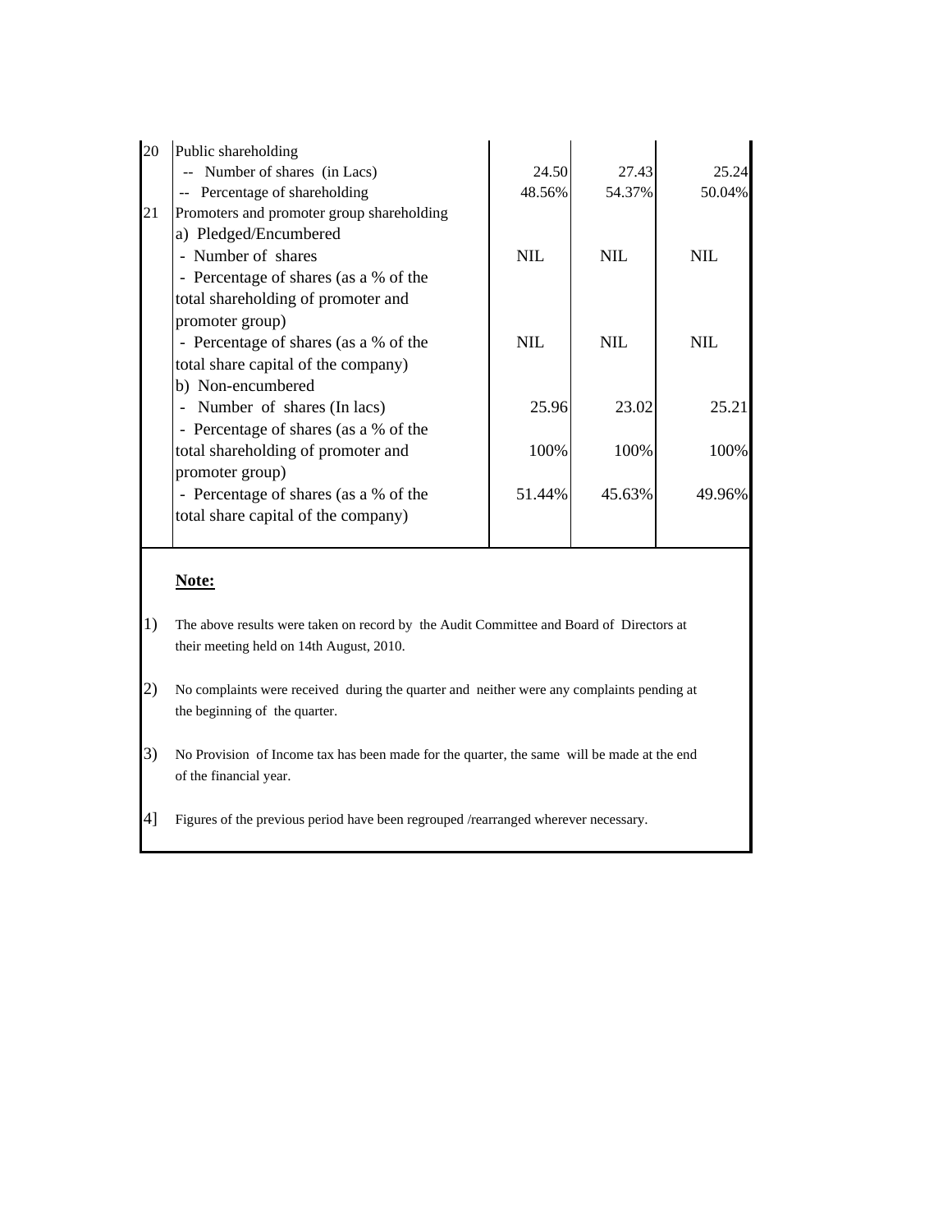| | | | | |
|---|---|---|---|---|
| 20 | Public shareholding | | | |
| | -- Number of shares (in Lacs) | 24.50 | 27.43 | 25.24 |
| | -- Percentage of shareholding | 48.56% | 54.37% | 50.04% |
| 21 | Promoters and promoter group shareholding | | | |
| | a) Pledged/Encumbered | | | |
| | - Number of shares | NIL | NIL | NIL |
| | - Percentage of shares (as a % of the total shareholding of promoter and promoter group) | | | |
| | - Percentage of shares (as a % of the total share capital of the company) | NIL | NIL | NIL |
| | b) Non-encumbered | | | |
| | - Number of shares (In lacs) | 25.96 | 23.02 | 25.21 |
| | - Percentage of shares (as a % of the total shareholding of promoter and promoter group) | 100% | 100% | 100% |
| | - Percentage of shares (as a % of the total share capital of the company) | 51.44% | 45.63% | 49.96% |

**Note:**

1) The above results were taken on record by the Audit Committee and Board of Directors at their meeting held on 14th August, 2010.

2) No complaints were received during the quarter and neither were any complaints pending at the beginning of the quarter.

3) No Provision of Income tax has been made for the quarter, the same will be made at the end of the financial year.

4] Figures of the previous period have been regrouped /rearranged wherever necessary.